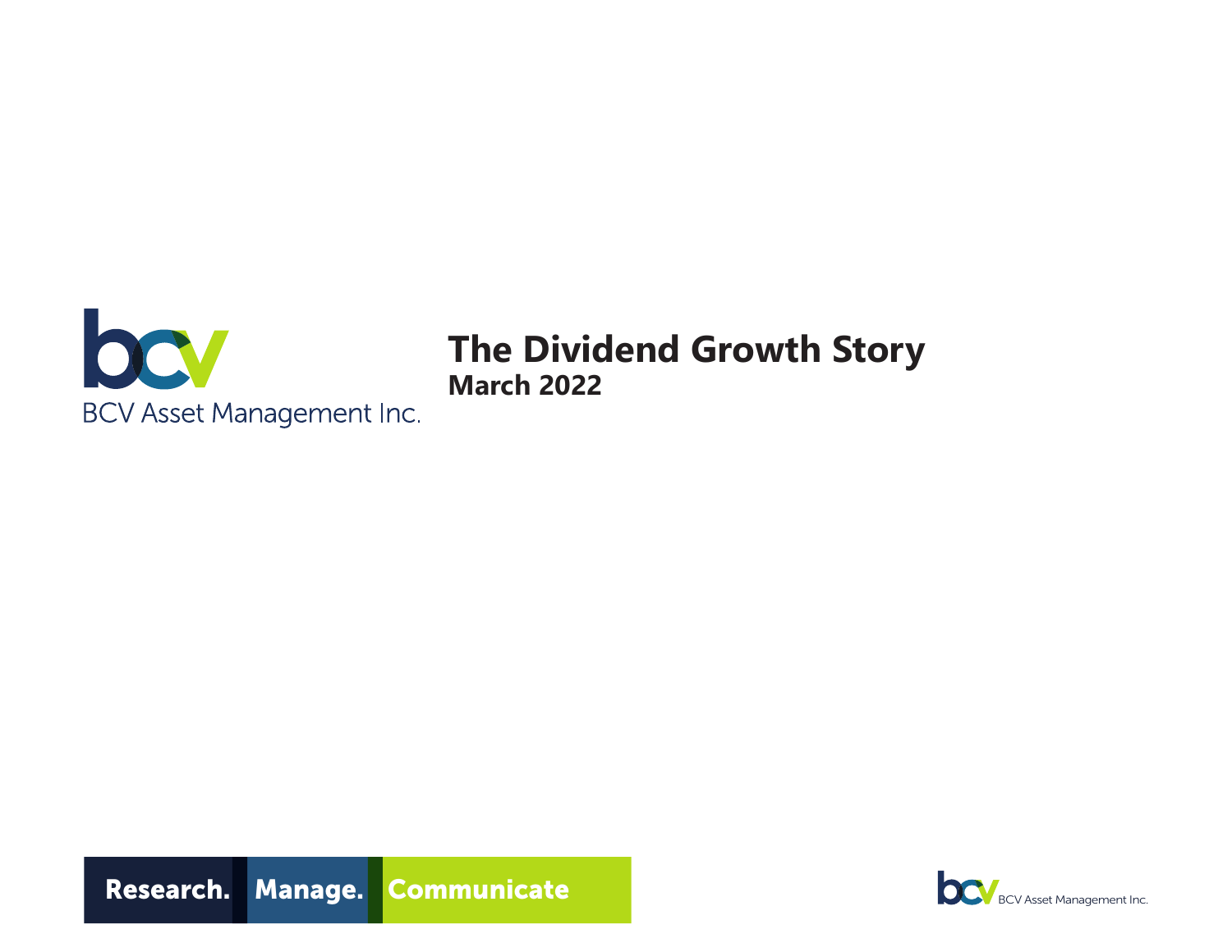BCV Asset Management Inc.

# The Dividend Growth Story

## March 2022

**Research. Manage. Communicate**

BCV Asset Management Inc.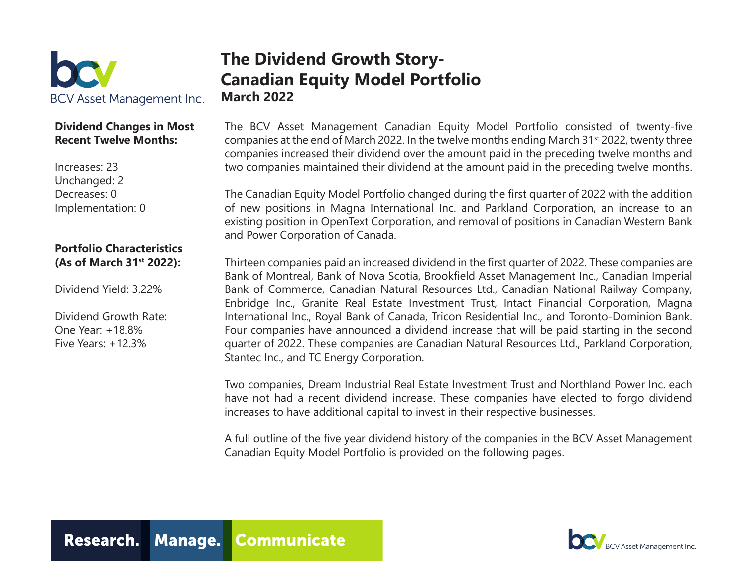# The Dividend Growth Story- Canadian Equity Model Portfolio

## March 2022

**Dividend Changes in Most Recent Twelve Months:**

Increases: 23
Unchanged: 2
Decreases: 0
Implementation: 0

**Portfolio Characteristics (As of March 31st 2022):**

Dividend Yield: 3.22%

Dividend Growth Rate:
One Year: +18.8%
Five Years: +12.3%

The BCV Asset Management Canadian Equity Model Portfolio consisted of twenty-five companies at the end of March 2022. In the twelve months ending March 31st 2022, twenty three companies increased their dividend over the amount paid in the preceding twelve months and two companies maintained their dividend at the amount paid in the preceding twelve months.

The Canadian Equity Model Portfolio changed during the first quarter of 2022 with the addition of new positions in Magna International Inc. and Parkland Corporation, an increase to an existing position in OpenText Corporation, and removal of positions in Canadian Western Bank and Power Corporation of Canada.

Thirteen companies paid an increased dividend in the first quarter of 2022. These companies are Bank of Montreal, Bank of Nova Scotia, Brookfield Asset Management Inc., Canadian Imperial Bank of Commerce, Canadian Natural Resources Ltd., Canadian National Railway Company, Enbridge Inc., Granite Real Estate Investment Trust, Intact Financial Corporation, Magna International Inc., Royal Bank of Canada, Tricon Residential Inc., and Toronto-Dominion Bank. Four companies have announced a dividend increase that will be paid starting in the second quarter of 2022. These companies are Canadian Natural Resources Ltd., Parkland Corporation, Stantec Inc., and TC Energy Corporation.

Two companies, Dream Industrial Real Estate Investment Trust and Northland Power Inc. each have not had a recent dividend increase. These companies have elected to forgo dividend increases to have additional capital to invest in their respective businesses.

A full outline of the five year dividend history of the companies in the BCV Asset Management Canadian Equity Model Portfolio is provided on the following pages.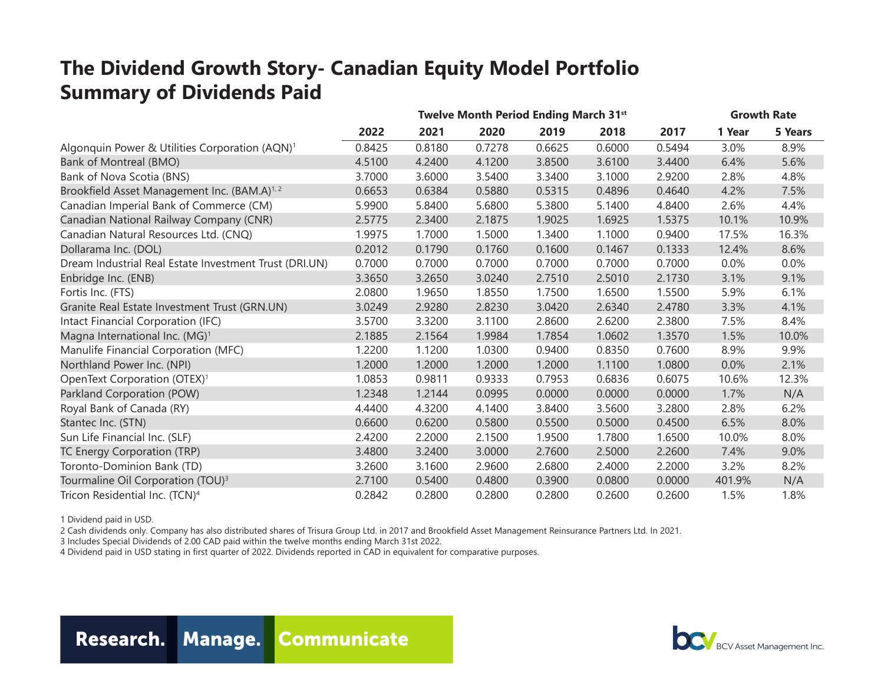# The Dividend Growth Story- Canadian Equity Model Portfolio
# Summary of Dividends Paid

| | Twelve Month Period Ending March 31st | | | | | | Growth Rate | |
|---|---|---|---|---|---|---|---|---|
| | 2022 | 2021 | 2020 | 2019 | 2018 | 2017 | 1 Year | 5 Years |
| Algonquin Power & Utilities Corporation (AQN)[1] | 0.8425 | 0.8180 | 0.7278 | 0.6625 | 0.6000 | 0.5494 | 3.0% | 8.9% |
| Bank of Montreal (BMO) | 4.5100 | 4.2400 | 4.1200 | 3.8500 | 3.6100 | 3.4400 | 6.4% | 5.6% |
| Bank of Nova Scotia (BNS) | 3.7000 | 3.6000 | 3.5400 | 3.3400 | 3.1000 | 2.9200 | 2.8% | 4.8% |
| Brookfield Asset Management Inc. (BAM.A)[1, 2] | 0.6653 | 0.6384 | 0.5880 | 0.5315 | 0.4896 | 0.4640 | 4.2% | 7.5% |
| Canadian Imperial Bank of Commerce (CM) | 5.9900 | 5.8400 | 5.6800 | 5.3800 | 5.1400 | 4.8400 | 2.6% | 4.4% |
| Canadian National Railway Company (CNR) | 2.5775 | 2.3400 | 2.1875 | 1.9025 | 1.6925 | 1.5375 | 10.1% | 10.9% |
| Canadian Natural Resources Ltd. (CNQ) | 1.9975 | 1.7000 | 1.5000 | 1.3400 | 1.1000 | 0.9400 | 17.5% | 16.3% |
| Dollarama Inc. (DOL) | 0.2012 | 0.1790 | 0.1760 | 0.1600 | 0.1467 | 0.1333 | 12.4% | 8.6% |
| Dream Industrial Real Estate Investment Trust (DRI.UN) | 0.7000 | 0.7000 | 0.7000 | 0.7000 | 0.7000 | 0.7000 | 0.0% | 0.0% |
| Enbridge Inc. (ENB) | 3.3650 | 3.2650 | 3.0240 | 2.7510 | 2.5010 | 2.1730 | 3.1% | 9.1% |
| Fortis Inc. (FTS) | 2.0800 | 1.9650 | 1.8550 | 1.7500 | 1.6500 | 1.5500 | 5.9% | 6.1% |
| Granite Real Estate Investment Trust (GRN.UN) | 3.0249 | 2.9280 | 2.8230 | 3.0420 | 2.6340 | 2.4780 | 3.3% | 4.1% |
| Intact Financial Corporation (IFC) | 3.5700 | 3.3200 | 3.1100 | 2.8600 | 2.6200 | 2.3800 | 7.5% | 8.4% |
| Magna International Inc. (MG)[1] | 2.1885 | 2.1564 | 1.9984 | 1.7854 | 1.0602 | 1.3570 | 1.5% | 10.0% |
| Manulife Financial Corporation (MFC) | 1.2200 | 1.1200 | 1.0300 | 0.9400 | 0.8350 | 0.7600 | 8.9% | 9.9% |
| Northland Power Inc. (NPI) | 1.2000 | 1.2000 | 1.2000 | 1.2000 | 1.1100 | 1.0800 | 0.0% | 2.1% |
| OpenText Corporation (OTEX)[1] | 1.0853 | 0.9811 | 0.9333 | 0.7953 | 0.6836 | 0.6075 | 10.6% | 12.3% |
| Parkland Corporation (POW) | 1.2348 | 1.2144 | 0.0995 | 0.0000 | 0.0000 | 0.0000 | 1.7% | N/A |
| Royal Bank of Canada (RY) | 4.4400 | 4.3200 | 4.1400 | 3.8400 | 3.5600 | 3.2800 | 2.8% | 6.2% |
| Stantec Inc. (STN) | 0.6600 | 0.6200 | 0.5800 | 0.5500 | 0.5000 | 0.4500 | 6.5% | 8.0% |
| Sun Life Financial Inc. (SLF) | 2.4200 | 2.2000 | 2.1500 | 1.9500 | 1.7800 | 1.6500 | 10.0% | 8.0% |
| TC Energy Corporation (TRP) | 3.4800 | 3.2400 | 3.0000 | 2.7600 | 2.5000 | 2.2600 | 7.4% | 9.0% |
| Toronto-Dominion Bank (TD) | 3.2600 | 3.1600 | 2.9600 | 2.6800 | 2.4000 | 2.2000 | 3.2% | 8.2% |
| Tourmaline Oil Corporation (TOU)[3] | 2.7100 | 0.5400 | 0.4800 | 0.3900 | 0.0800 | 0.0000 | 401.9% | N/A |
| Tricon Residential Inc. (TCN)[4] | 0.2842 | 0.2800 | 0.2800 | 0.2800 | 0.2600 | 0.2600 | 1.5% | 1.8% |

1 Dividend paid in USD.

2 Cash dividends only. Company has also distributed shares of Trisura Group Ltd. in 2017 and Brookfield Asset Management Reinsurance Partners Ltd. In 2021.

3 Includes Special Dividends of 2.00 CAD paid within the twelve months ending March 31st 2022.

4 Dividend paid in USD stating in first quarter of 2022. Dividends reported in CAD in equivalent for comparative purposes.

Research. Manage. Communicate

BCV Asset Management Inc.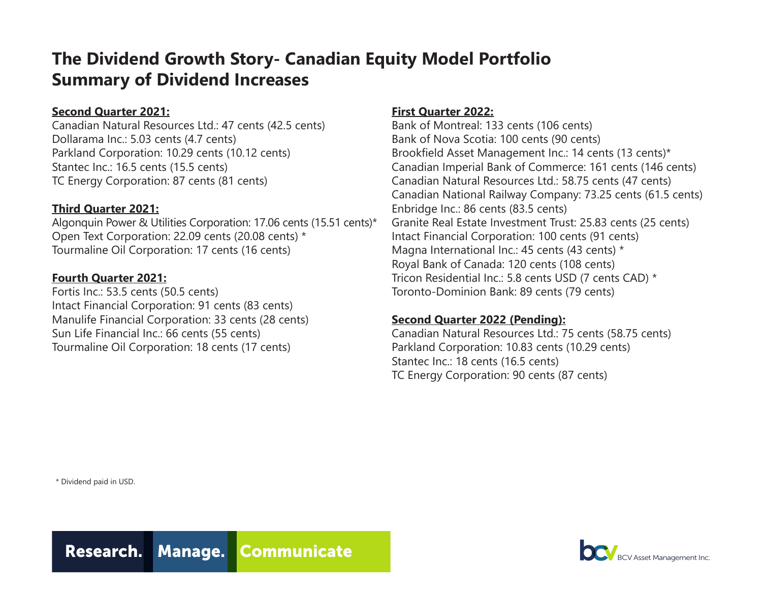# The Dividend Growth Story- Canadian Equity Model Portfolio
# Summary of Dividend Increases

**Second Quarter 2021:**

Canadian Natural Resources Ltd.: 47 cents (42.5 cents)
Dollarama Inc.: 5.03 cents (4.7 cents)
Parkland Corporation: 10.29 cents (10.12 cents)
Stantec Inc.: 16.5 cents (15.5 cents)
TC Energy Corporation: 87 cents (81 cents)

**Third Quarter 2021:**

Algonquin Power & Utilities Corporation: 17.06 cents (15.51 cents)*
Open Text Corporation: 22.09 cents (20.08 cents) *
Tourmaline Oil Corporation: 17 cents (16 cents)

**Fourth Quarter 2021:**

Fortis Inc.: 53.5 cents (50.5 cents)
Intact Financial Corporation: 91 cents (83 cents)
Manulife Financial Corporation: 33 cents (28 cents)
Sun Life Financial Inc.: 66 cents (55 cents)
Tourmaline Oil Corporation: 18 cents (17 cents)

**First Quarter 2022:**

Bank of Montreal: 133 cents (106 cents)
Bank of Nova Scotia: 100 cents (90 cents)
Brookfield Asset Management Inc.: 14 cents (13 cents)*
Canadian Imperial Bank of Commerce: 161 cents (146 cents)
Canadian Natural Resources Ltd.: 58.75 cents (47 cents)
Canadian National Railway Company: 73.25 cents (61.5 cents)
Enbridge Inc.: 86 cents (83.5 cents)
Granite Real Estate Investment Trust: 25.83 cents (25 cents)
Intact Financial Corporation: 100 cents (91 cents)
Magna International Inc.: 45 cents (43 cents) *
Royal Bank of Canada: 120 cents (108 cents)
Tricon Residential Inc.: 5.8 cents USD (7 cents CAD) *
Toronto-Dominion Bank: 89 cents (79 cents)

**Second Quarter 2022 (Pending):**

Canadian Natural Resources Ltd.: 75 cents (58.75 cents)
Parkland Corporation: 10.83 cents (10.29 cents)
Stantec Inc.: 18 cents (16.5 cents)
TC Energy Corporation: 90 cents (87 cents)

* Dividend paid in USD.

Research. Manage. Communicate

BCV Asset Management Inc.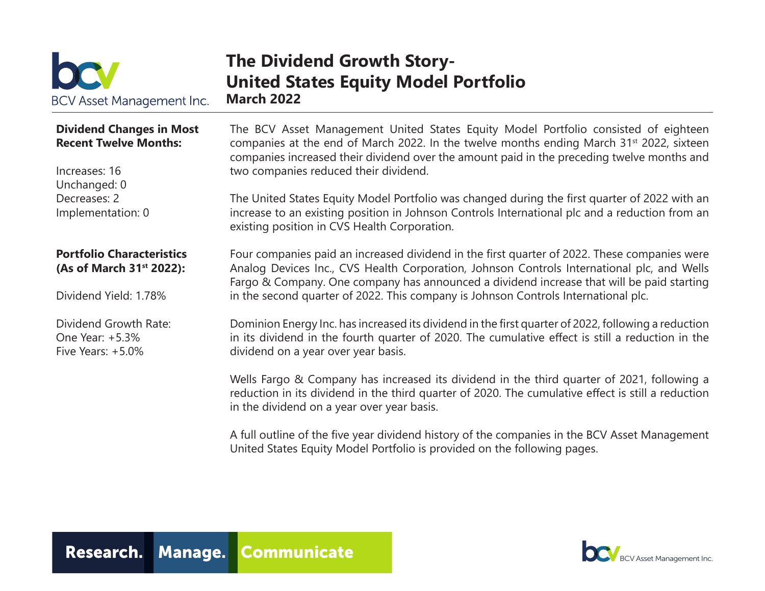# The Dividend Growth Story- United States Equity Model Portfolio

## March 2022

**Dividend Changes in Most Recent Twelve Months:**

Increases: 16
Unchanged: 0
Decreases: 2
Implementation: 0

**Portfolio Characteristics (As of March 31st 2022):**

Dividend Yield: 1.78%

Dividend Growth Rate:
One Year: +5.3%
Five Years: +5.0%

The BCV Asset Management United States Equity Model Portfolio consisted of eighteen companies at the end of March 2022. In the twelve months ending March 31st 2022, sixteen companies increased their dividend over the amount paid in the preceding twelve months and two companies reduced their dividend.

The United States Equity Model Portfolio was changed during the first quarter of 2022 with an increase to an existing position in Johnson Controls International plc and a reduction from an existing position in CVS Health Corporation.

Four companies paid an increased dividend in the first quarter of 2022. These companies were Analog Devices Inc., CVS Health Corporation, Johnson Controls International plc, and Wells Fargo & Company. One company has announced a dividend increase that will be paid starting in the second quarter of 2022. This company is Johnson Controls International plc.

Dominion Energy Inc. has increased its dividend in the first quarter of 2022, following a reduction in its dividend in the fourth quarter of 2020. The cumulative effect is still a reduction in the dividend on a year over year basis.

Wells Fargo & Company has increased its dividend in the third quarter of 2021, following a reduction in its dividend in the third quarter of 2020. The cumulative effect is still a reduction in the dividend on a year over year basis.

A full outline of the five year dividend history of the companies in the BCV Asset Management United States Equity Model Portfolio is provided on the following pages.

**Research. Manage. Communicate**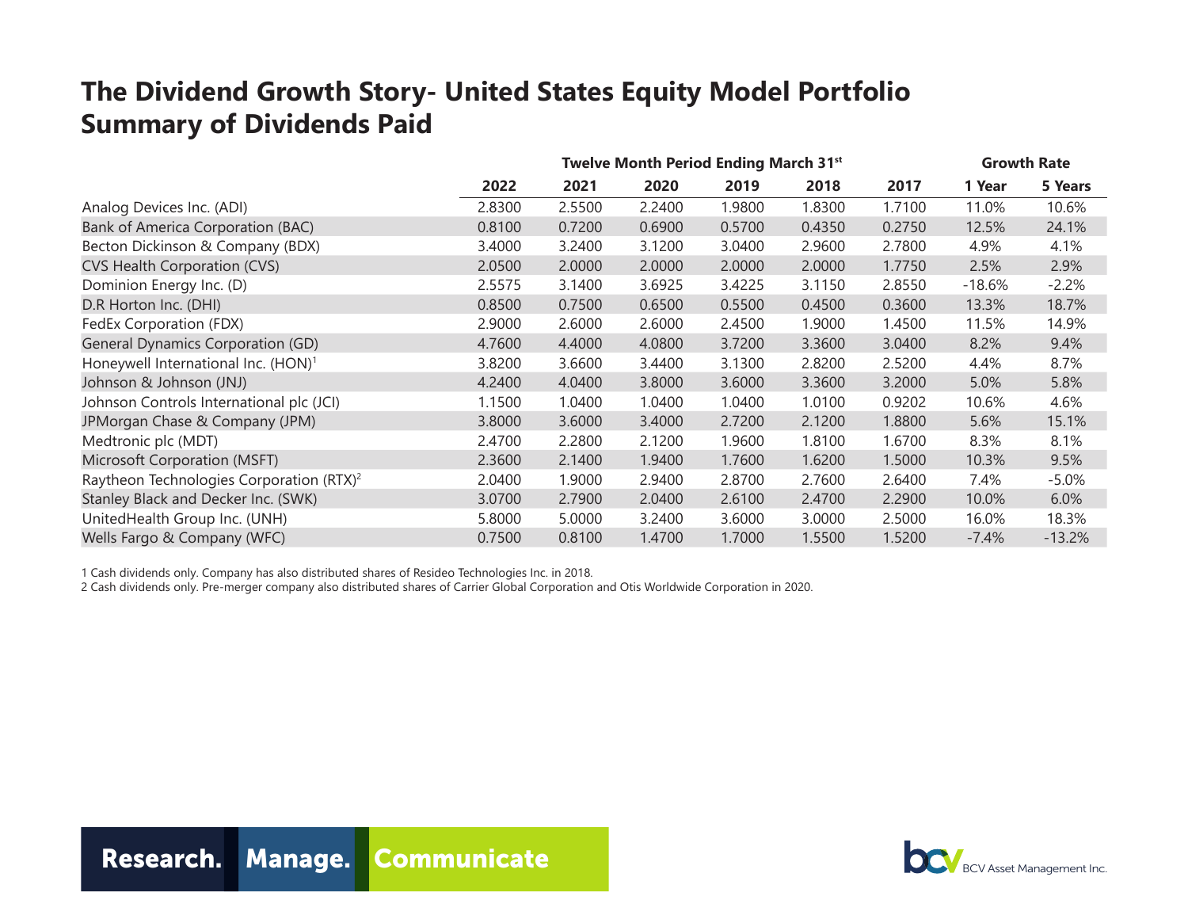# The Dividend Growth Story- United States Equity Model Portfolio
# Summary of Dividends Paid

| | Twelve Month Period Ending March 31st | | | | | | Growth Rate | |
|---|---|---|---|---|---|---|---|---|
| | 2022 | 2021 | 2020 | 2019 | 2018 | 2017 | 1 Year | 5 Years |
| Analog Devices Inc. (ADI) | 2.8300 | 2.5500 | 2.2400 | 1.9800 | 1.8300 | 1.7100 | 11.0% | 10.6% |
| Bank of America Corporation (BAC) | 0.8100 | 0.7200 | 0.6900 | 0.5700 | 0.4350 | 0.2750 | 12.5% | 24.1% |
| Becton Dickinson & Company (BDX) | 3.4000 | 3.2400 | 3.1200 | 3.0400 | 2.9600 | 2.7800 | 4.9% | 4.1% |
| CVS Health Corporation (CVS) | 2.0500 | 2.0000 | 2.0000 | 2.0000 | 2.0000 | 1.7750 | 2.5% | 2.9% |
| Dominion Energy Inc. (D) | 2.5575 | 3.1400 | 3.6925 | 3.4225 | 3.1150 | 2.8550 | -18.6% | -2.2% |
| D.R Horton Inc. (DHI) | 0.8500 | 0.7500 | 0.6500 | 0.5500 | 0.4500 | 0.3600 | 13.3% | 18.7% |
| FedEx Corporation (FDX) | 2.9000 | 2.6000 | 2.6000 | 2.4500 | 1.9000 | 1.4500 | 11.5% | 14.9% |
| General Dynamics Corporation (GD) | 4.7600 | 4.4000 | 4.0800 | 3.7200 | 3.3600 | 3.0400 | 8.2% | 9.4% |
| Honeywell International Inc. (HON)[1] | 3.8200 | 3.6600 | 3.4400 | 3.1300 | 2.8200 | 2.5200 | 4.4% | 8.7% |
| Johnson & Johnson (JNJ) | 4.2400 | 4.0400 | 3.8000 | 3.6000 | 3.3600 | 3.2000 | 5.0% | 5.8% |
| Johnson Controls International plc (JCI) | 1.1500 | 1.0400 | 1.0400 | 1.0400 | 1.0100 | 0.9202 | 10.6% | 4.6% |
| JPMorgan Chase & Company (JPM) | 3.8000 | 3.6000 | 3.4000 | 2.7200 | 2.1200 | 1.8800 | 5.6% | 15.1% |
| Medtronic plc (MDT) | 2.4700 | 2.2800 | 2.1200 | 1.9600 | 1.8100 | 1.6700 | 8.3% | 8.1% |
| Microsoft Corporation (MSFT) | 2.3600 | 2.1400 | 1.9400 | 1.7600 | 1.6200 | 1.5000 | 10.3% | 9.5% |
| Raytheon Technologies Corporation (RTX)[2] | 2.0400 | 1.9000 | 2.9400 | 2.8700 | 2.7600 | 2.6400 | 7.4% | -5.0% |
| Stanley Black and Decker Inc. (SWK) | 3.0700 | 2.7900 | 2.0400 | 2.6100 | 2.4700 | 2.2900 | 10.0% | 6.0% |
| UnitedHealth Group Inc. (UNH) | 5.8000 | 5.0000 | 3.2400 | 3.6000 | 3.0000 | 2.5000 | 16.0% | 18.3% |
| Wells Fargo & Company (WFC) | 0.7500 | 0.8100 | 1.4700 | 1.7000 | 1.5500 | 1.5200 | -7.4% | -13.2% |

1 Cash dividends only. Company has also distributed shares of Resideo Technologies Inc. in 2018.
2 Cash dividends only. Pre-merger company also distributed shares of Carrier Global Corporation and Otis Worldwide Corporation in 2020.

**Research. Manage. Communicate**

BCV Asset Management Inc.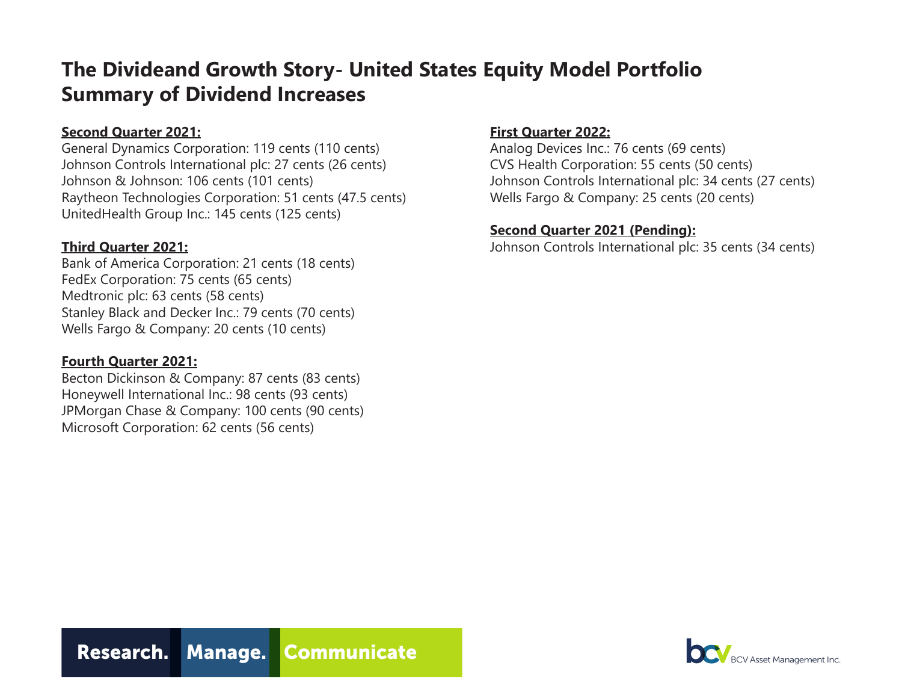# The Divideand Growth Story- United States Equity Model Portfolio
# Summary of Dividend Increases

**Second Quarter 2021:**

General Dynamics Corporation: 119 cents (110 cents)
Johnson Controls International plc: 27 cents (26 cents)
Johnson & Johnson: 106 cents (101 cents)
Raytheon Technologies Corporation: 51 cents (47.5 cents)
UnitedHealth Group Inc.: 145 cents (125 cents)

**Third Quarter 2021:**

Bank of America Corporation: 21 cents (18 cents)
FedEx Corporation: 75 cents (65 cents)
Medtronic plc: 63 cents (58 cents)
Stanley Black and Decker Inc.: 79 cents (70 cents)
Wells Fargo & Company: 20 cents (10 cents)

**Fourth Quarter 2021:**

Becton Dickinson & Company: 87 cents (83 cents)
Honeywell International Inc.: 98 cents (93 cents)
JPMorgan Chase & Company: 100 cents (90 cents)
Microsoft Corporation: 62 cents (56 cents)

**First Quarter 2022:**

Analog Devices Inc.: 76 cents (69 cents)
CVS Health Corporation: 55 cents (50 cents)
Johnson Controls International plc: 34 cents (27 cents)
Wells Fargo & Company: 25 cents (20 cents)

**Second Quarter 2021 (Pending):**

Johnson Controls International plc: 35 cents (34 cents)

Research. Manage. Communicate

BCV Asset Management Inc.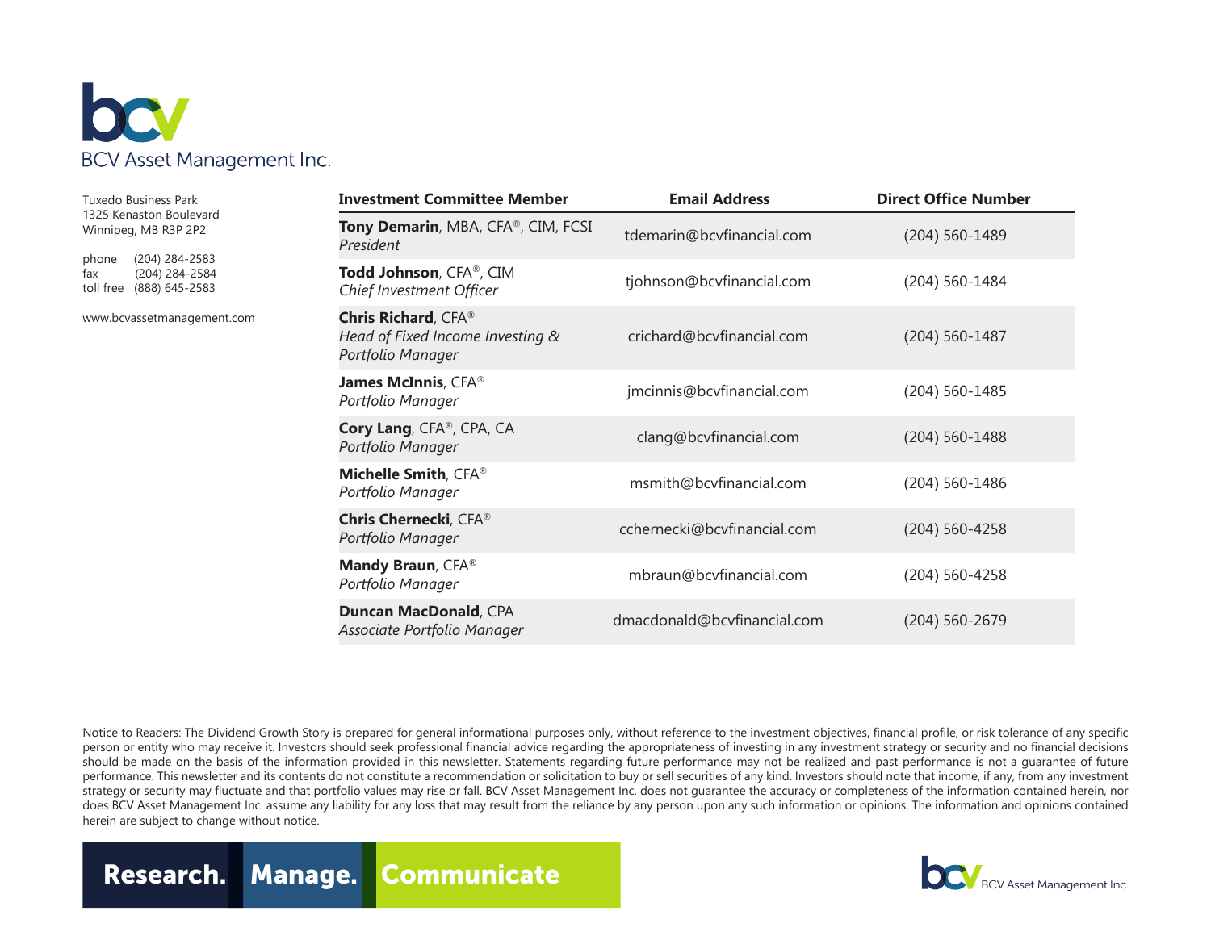BCV Asset Management Inc.

Tuxedo Business Park
1325 Kenaston Boulevard
Winnipeg, MB R3P 2P2

phone (204) 284-2583
fax (204) 284-2584
toll free (888) 645-2583

www.bcvassetmanagement.com

| Investment Committee Member | Email Address | Direct Office Number |
|---|---|---|
| **Tony Demarin**, MBA, CFA®, CIM, FCSI *President* | tdemarin@bcvfinancial.com | (204) 560-1489 |
| **Todd Johnson**, CFA®, CIM *Chief Investment Officer* | tjohnson@bcvfinancial.com | (204) 560-1484 |
| **Chris Richard**, CFA® *Head of Fixed Income Investing & Portfolio Manager* | crichard@bcvfinancial.com | (204) 560-1487 |
| **James McInnis**, CFA® *Portfolio Manager* | jmcinnis@bcvfinancial.com | (204) 560-1485 |
| **Cory Lang**, CFA®, CPA, CA *Portfolio Manager* | clang@bcvfinancial.com | (204) 560-1488 |
| **Michelle Smith**, CFA® *Portfolio Manager* | msmith@bcvfinancial.com | (204) 560-1486 |
| **Chris Chernecki**, CFA® *Portfolio Manager* | cchernecki@bcvfinancial.com | (204) 560-4258 |
| **Mandy Braun**, CFA® *Portfolio Manager* | mbraun@bcvfinancial.com | (204) 560-4258 |
| **Duncan MacDonald**, CPA *Associate Portfolio Manager* | dmacdonald@bcvfinancial.com | (204) 560-2679 |

Notice to Readers: The Dividend Growth Story is prepared for general informational purposes only, without reference to the investment objectives, financial profile, or risk tolerance of any specific person or entity who may receive it. Investors should seek professional financial advice regarding the appropriateness of investing in any investment strategy or security and no financial decisions should be made on the basis of the information provided in this newsletter. Statements regarding future performance may not be realized and past performance is not a guarantee of future performance. This newsletter and its contents do not constitute a recommendation or solicitation to buy or sell securities of any kind. Investors should note that income, if any, from any investment strategy or security may fluctuate and that portfolio values may rise or fall. BCV Asset Management Inc. does not guarantee the accuracy or completeness of the information contained herein, nor does BCV Asset Management Inc. assume any liability for any loss that may result from the reliance by any person upon any such information or opinions. The information and opinions contained herein are subject to change without notice.

**Research. Manage. Communicate**

BCV Asset Management Inc.